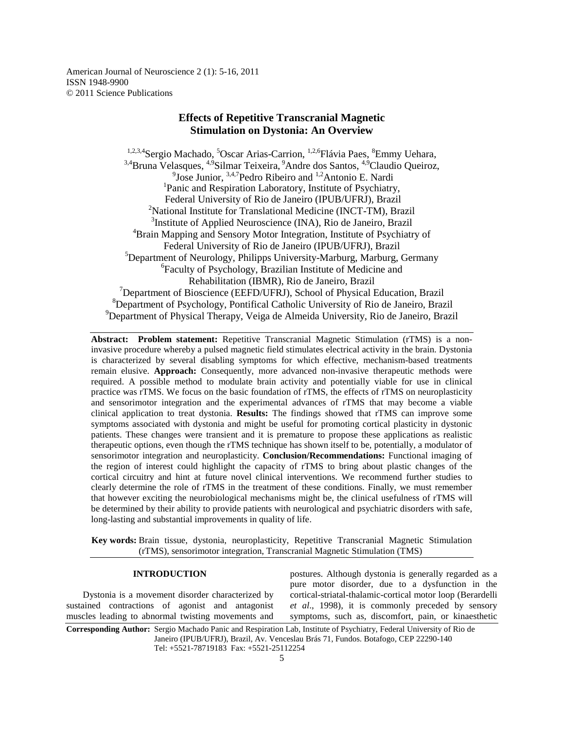American Journal of Neuroscience 2 (1): 5-16, 2011
ISSN 1948-9900
© 2011 Science Publications

# Effects of Repetitive Transcranial Magnetic Stimulation on Dystonia: An Overview

[1,2,3,4]Sergio Machado, [5]Oscar Arias-Carrion, [1,2,6]Flávia Paes, [8]Emmy Uehara, [3,4]Bruna Velasques, [4,9]Silmar Teixeira, [9]Andre dos Santos, [4,9]Claudio Queiroz, [9]Jose Junior, [3,4,7]Pedro Ribeiro and [1,2]Antonio E. Nardi

[1]Panic and Respiration Laboratory, Institute of Psychiatry, Federal University of Rio de Janeiro (IPUB/UFRJ), Brazil
[2]National Institute for Translational Medicine (INCT-TM), Brazil
[3]Institute of Applied Neuroscience (INA), Rio de Janeiro, Brazil
[4]Brain Mapping and Sensory Motor Integration, Institute of Psychiatry of Federal University of Rio de Janeiro (IPUB/UFRJ), Brazil
[5]Department of Neurology, Philipps University-Marburg, Marburg, Germany
[6]Faculty of Psychology, Brazilian Institute of Medicine and Rehabilitation (IBMR), Rio de Janeiro, Brazil
[7]Department of Bioscience (EEFD/UFRJ), School of Physical Education, Brazil
[8]Department of Psychology, Pontifical Catholic University of Rio de Janeiro, Brazil
[9]Department of Physical Therapy, Veiga de Almeida University, Rio de Janeiro, Brazil

**Abstract: Problem statement:** Repetitive Transcranial Magnetic Stimulation (rTMS) is a non-invasive procedure whereby a pulsed magnetic field stimulates electrical activity in the brain. Dystonia is characterized by several disabling symptoms for which effective, mechanism-based treatments remain elusive. **Approach:** Consequently, more advanced non-invasive therapeutic methods were required. A possible method to modulate brain activity and potentially viable for use in clinical practice was rTMS. We focus on the basic foundation of rTMS, the effects of rTMS on neuroplasticity and sensorimotor integration and the experimental advances of rTMS that may become a viable clinical application to treat dystonia. **Results:** The findings showed that rTMS can improve some symptoms associated with dystonia and might be useful for promoting cortical plasticity in dystonic patients. These changes were transient and it is premature to propose these applications as realistic therapeutic options, even though the rTMS technique has shown itself to be, potentially, a modulator of sensorimotor integration and neuroplasticity. **Conclusion/Recommendations:** Functional imaging of the region of interest could highlight the capacity of rTMS to bring about plastic changes of the cortical circuitry and hint at future novel clinical interventions. We recommend further studies to clearly determine the role of rTMS in the treatment of these conditions. Finally, we must remember that however exciting the neurobiological mechanisms might be, the clinical usefulness of rTMS will be determined by their ability to provide patients with neurological and psychiatric disorders with safe, long-lasting and substantial improvements in quality of life.

**Key words:** Brain tissue, dystonia, neuroplasticity, Repetitive Transcranial Magnetic Stimulation (rTMS), sensorimotor integration, Transcranial Magnetic Stimulation (TMS)

## INTRODUCTION

Dystonia is a movement disorder characterized by sustained contractions of agonist and antagonist muscles leading to abnormal twisting movements and postures. Although dystonia is generally regarded as a pure motor disorder, due to a dysfunction in the cortical-striatal-thalamic-cortical motor loop (Berardelli *et al*., 1998), it is commonly preceded by sensory symptoms, such as, discomfort, pain, or kinaesthetic

**Corresponding Author:** Sergio Machado Panic and Respiration Lab, Institute of Psychiatry, Federal University of Rio de Janeiro (IPUB/UFRJ), Brazil, Av. Venceslau Brás 71, Fundos. Botafogo, CEP 22290-140 Tel: +5521-78719183 Fax: +5521-25112254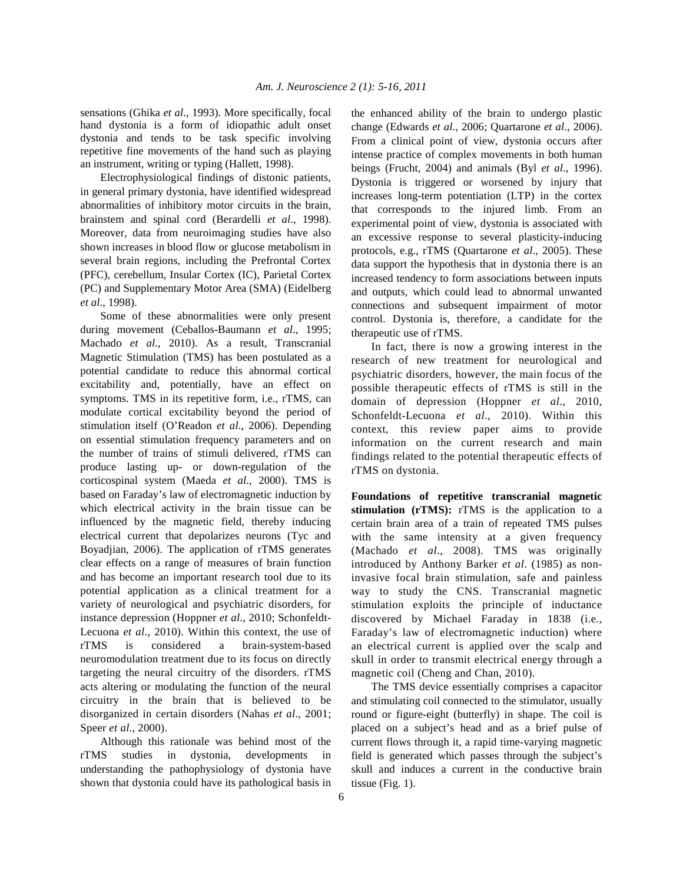sensations (Ghika *et al*., 1993). More specifically, focal hand dystonia is a form of idiopathic adult onset dystonia and tends to be task specific involving repetitive fine movements of the hand such as playing an instrument, writing or typing (Hallett, 1998).

Electrophysiological findings of distonic patients, in general primary dystonia, have identified widespread abnormalities of inhibitory motor circuits in the brain, brainstem and spinal cord (Berardelli *et al*., 1998). Moreover, data from neuroimaging studies have also shown increases in blood flow or glucose metabolism in several brain regions, including the Prefrontal Cortex (PFC), cerebellum, Insular Cortex (IC), Parietal Cortex (PC) and Supplementary Motor Area (SMA) (Eidelberg *et al*., 1998).

Some of these abnormalities were only present during movement (Ceballos-Baumann *et al*., 1995; Machado *et al*., 2010). As a result, Transcranial Magnetic Stimulation (TMS) has been postulated as a potential candidate to reduce this abnormal cortical excitability and, potentially, have an effect on symptoms. TMS in its repetitive form, i.e., rTMS, can modulate cortical excitability beyond the period of stimulation itself (O'Readon *et al*., 2006). Depending on essential stimulation frequency parameters and on the number of trains of stimuli delivered, rTMS can produce lasting up- or down-regulation of the corticospinal system (Maeda *et al*., 2000). TMS is based on Faraday's law of electromagnetic induction by which electrical activity in the brain tissue can be influenced by the magnetic field, thereby inducing electrical current that depolarizes neurons (Tyc and Boyadjian, 2006). The application of rTMS generates clear effects on a range of measures of brain function and has become an important research tool due to its potential application as a clinical treatment for a variety of neurological and psychiatric disorders, for instance depression (Hoppner *et al*., 2010; Schonfeldt-Lecuona *et al*., 2010). Within this context, the use of rTMS is considered a brain-system-based neuromodulation treatment due to its focus on directly targeting the neural circuitry of the disorders. rTMS acts altering or modulating the function of the neural circuitry in the brain that is believed to be disorganized in certain disorders (Nahas *et al*., 2001; Speer *et al*., 2000).

Although this rationale was behind most of the rTMS studies in dystonia, developments in understanding the pathophysiology of dystonia have shown that dystonia could have its pathological basis in the enhanced ability of the brain to undergo plastic change (Edwards *et al*., 2006; Quartarone *et al*., 2006). From a clinical point of view, dystonia occurs after intense practice of complex movements in both human beings (Frucht, 2004) and animals (Byl *et al*., 1996). Dystonia is triggered or worsened by injury that increases long-term potentiation (LTP) in the cortex that corresponds to the injured limb. From an experimental point of view, dystonia is associated with an excessive response to several plasticity-inducing protocols, e.g., rTMS (Quartarone *et al*., 2005). These data support the hypothesis that in dystonia there is an increased tendency to form associations between inputs and outputs, which could lead to abnormal unwanted connections and subsequent impairment of motor control. Dystonia is, therefore, a candidate for the therapeutic use of rTMS.

In fact, there is now a growing interest in the research of new treatment for neurological and psychiatric disorders, however, the main focus of the possible therapeutic effects of rTMS is still in the domain of depression (Hoppner *et al*., 2010, Schonfeldt-Lecuona *et al*., 2010). Within this context, this review paper aims to provide information on the current research and main findings related to the potential therapeutic effects of rTMS on dystonia.

**Foundations of repetitive transcranial magnetic stimulation (rTMS):** rTMS is the application to a certain brain area of a train of repeated TMS pulses with the same intensity at a given frequency (Machado *et al*., 2008). TMS was originally introduced by Anthony Barker *et al*. (1985) as non-invasive focal brain stimulation, safe and painless way to study the CNS. Transcranial magnetic stimulation exploits the principle of inductance discovered by Michael Faraday in 1838 (i.e., Faraday's law of electromagnetic induction) where an electrical current is applied over the scalp and skull in order to transmit electrical energy through a magnetic coil (Cheng and Chan, 2010).

The TMS device essentially comprises a capacitor and stimulating coil connected to the stimulator, usually round or figure-eight (butterfly) in shape. The coil is placed on a subject's head and as a brief pulse of current flows through it, a rapid time-varying magnetic field is generated which passes through the subject's skull and induces a current in the conductive brain tissue (Fig. 1).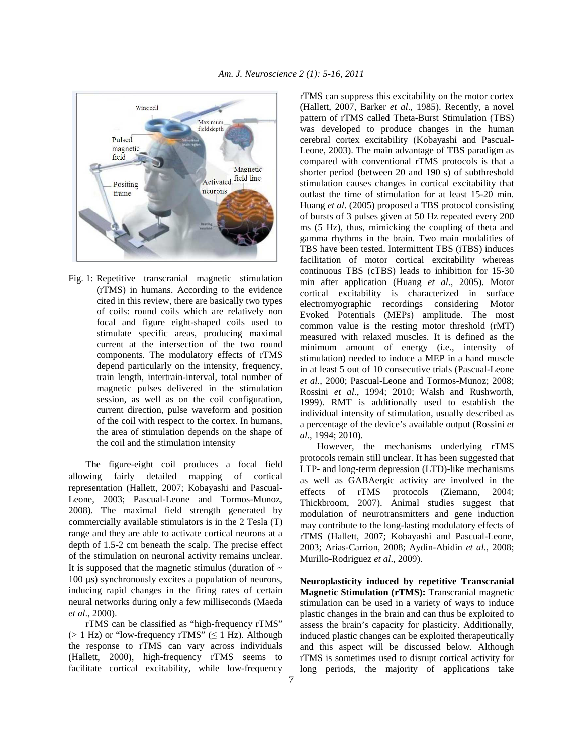Fig. 1: Repetitive transcranial magnetic stimulation (rTMS) in humans. According to the evidence cited in this review, there are basically two types of coils: round coils which are relatively non focal and figure eight-shaped coils used to stimulate specific areas, producing maximal current at the intersection of the two round components. The modulatory effects of rTMS depend particularly on the intensity, frequency, train length, intertrain-interval, total number of magnetic pulses delivered in the stimulation session, as well as on the coil configuration, current direction, pulse waveform and position of the coil with respect to the cortex. In humans, the area of stimulation depends on the shape of the coil and the stimulation intensity

The figure-eight coil produces a focal field allowing fairly detailed mapping of cortical representation (Hallett, 2007; Kobayashi and Pascual-Leone, 2003; Pascual-Leone and Tormos-Munoz, 2008). The maximal field strength generated by commercially available stimulators is in the 2 Tesla (T) range and they are able to activate cortical neurons at a depth of 1.5-2 cm beneath the scalp. The precise effect of the stimulation on neuronal activity remains unclear. It is supposed that the magnetic stimulus (duration of ~ 100 μs) synchronously excites a population of neurons, inducing rapid changes in the firing rates of certain neural networks during only a few milliseconds (Maeda *et al*., 2000).

rTMS can be classified as "high-frequency rTMS" (> 1 Hz) or "low-frequency rTMS" (≤ 1 Hz). Although the response to rTMS can vary across individuals (Hallett, 2000), high-frequency rTMS seems to facilitate cortical excitability, while low-frequency rTMS can suppress this excitability on the motor cortex (Hallett, 2007, Barker *et al*., 1985). Recently, a novel pattern of rTMS called Theta-Burst Stimulation (TBS) was developed to produce changes in the human cerebral cortex excitability (Kobayashi and Pascual-Leone, 2003). The main advantage of TBS paradigm as compared with conventional rTMS protocols is that a shorter period (between 20 and 190 s) of subthreshold stimulation causes changes in cortical excitability that outlast the time of stimulation for at least 15-20 min. Huang *et al*. (2005) proposed a TBS protocol consisting of bursts of 3 pulses given at 50 Hz repeated every 200 ms (5 Hz), thus, mimicking the coupling of theta and gamma rhythms in the brain. Two main modalities of TBS have been tested. Intermittent TBS (iTBS) induces facilitation of motor cortical excitability whereas continuous TBS (cTBS) leads to inhibition for 15-30 min after application (Huang *et al*., 2005). Motor cortical excitability is characterized in surface electromyographic recordings considering Motor Evoked Potentials (MEPs) amplitude. The most common value is the resting motor threshold (rMT) measured with relaxed muscles. It is defined as the minimum amount of energy (i.e., intensity of stimulation) needed to induce a MEP in a hand muscle in at least 5 out of 10 consecutive trials (Pascual-Leone *et al*., 2000; Pascual-Leone and Tormos-Munoz; 2008; Rossini *et al*., 1994; 2010; Walsh and Rushworth, 1999). RMT is additionally used to establish the individual intensity of stimulation, usually described as a percentage of the device's available output (Rossini *et al*., 1994; 2010).

However, the mechanisms underlying rTMS protocols remain still unclear. It has been suggested that LTP- and long-term depression (LTD)-like mechanisms as well as GABAergic activity are involved in the effects of rTMS protocols (Ziemann, 2004; Thickbroom, 2007). Animal studies suggest that modulation of neurotransmitters and gene induction may contribute to the long-lasting modulatory effects of rTMS (Hallett, 2007; Kobayashi and Pascual-Leone, 2003; Arias-Carrion, 2008; Aydin-Abidin *et al*., 2008; Murillo-Rodriguez *et al*., 2009).

**Neuroplasticity induced by repetitive Transcranial Magnetic Stimulation (rTMS):** Transcranial magnetic stimulation can be used in a variety of ways to induce plastic changes in the brain and can thus be exploited to assess the brain's capacity for plasticity. Additionally, induced plastic changes can be exploited therapeutically and this aspect will be discussed below. Although rTMS is sometimes used to disrupt cortical activity for long periods, the majority of applications take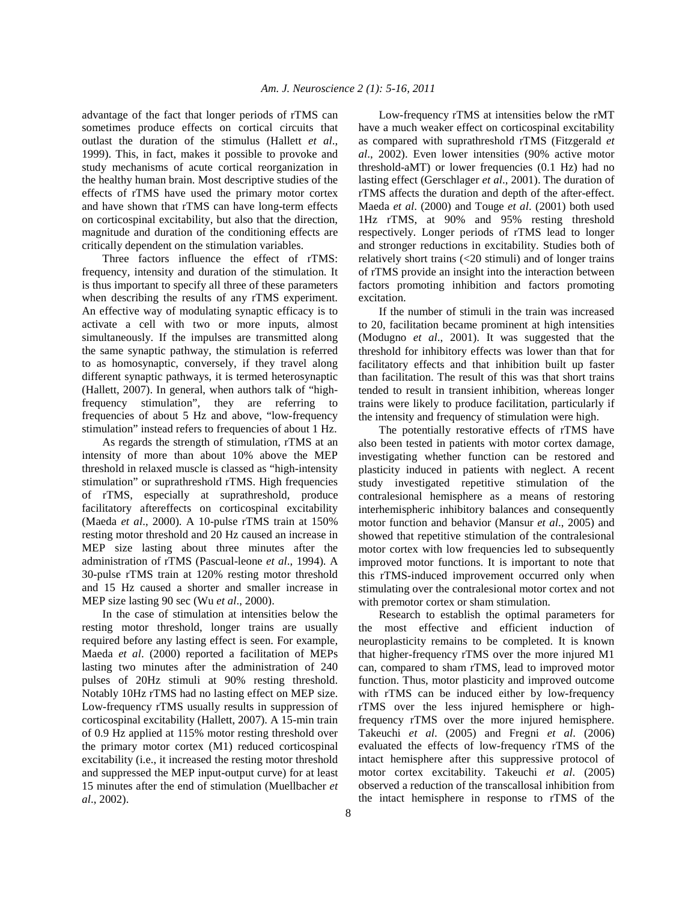advantage of the fact that longer periods of rTMS can sometimes produce effects on cortical circuits that outlast the duration of the stimulus (Hallett *et al*., 1999). This, in fact, makes it possible to provoke and study mechanisms of acute cortical reorganization in the healthy human brain. Most descriptive studies of the effects of rTMS have used the primary motor cortex and have shown that rTMS can have long-term effects on corticospinal excitability, but also that the direction, magnitude and duration of the conditioning effects are critically dependent on the stimulation variables.

Three factors influence the effect of rTMS: frequency, intensity and duration of the stimulation. It is thus important to specify all three of these parameters when describing the results of any rTMS experiment. An effective way of modulating synaptic efficacy is to activate a cell with two or more inputs, almost simultaneously. If the impulses are transmitted along the same synaptic pathway, the stimulation is referred to as homosynaptic, conversely, if they travel along different synaptic pathways, it is termed heterosynaptic (Hallett, 2007). In general, when authors talk of "high-frequency stimulation", they are referring to frequencies of about 5 Hz and above, "low-frequency stimulation" instead refers to frequencies of about 1 Hz.

As regards the strength of stimulation, rTMS at an intensity of more than about 10% above the MEP threshold in relaxed muscle is classed as "high-intensity stimulation" or suprathreshold rTMS. High frequencies of rTMS, especially at suprathreshold, produce facilitatory aftereffects on corticospinal excitability (Maeda *et al*., 2000). A 10-pulse rTMS train at 150% resting motor threshold and 20 Hz caused an increase in MEP size lasting about three minutes after the administration of rTMS (Pascual-leone *et al*., 1994). A 30-pulse rTMS train at 120% resting motor threshold and 15 Hz caused a shorter and smaller increase in MEP size lasting 90 sec (Wu *et al*., 2000).

In the case of stimulation at intensities below the resting motor threshold, longer trains are usually required before any lasting effect is seen. For example, Maeda *et al*. (2000) reported a facilitation of MEPs lasting two minutes after the administration of 240 pulses of 20Hz stimuli at 90% resting threshold. Notably 10Hz rTMS had no lasting effect on MEP size. Low-frequency rTMS usually results in suppression of corticospinal excitability (Hallett, 2007). A 15-min train of 0.9 Hz applied at 115% motor resting threshold over the primary motor cortex (M1) reduced corticospinal excitability (i.e., it increased the resting motor threshold and suppressed the MEP input-output curve) for at least 15 minutes after the end of stimulation (Muellbacher *et al*., 2002).

Low-frequency rTMS at intensities below the rMT have a much weaker effect on corticospinal excitability as compared with suprathreshold rTMS (Fitzgerald *et al*., 2002). Even lower intensities (90% active motor threshold-aMT) or lower frequencies (0.1 Hz) had no lasting effect (Gerschlager *et al*., 2001). The duration of rTMS affects the duration and depth of the after-effect. Maeda *et al*. (2000) and Touge *et al*. (2001) both used 1Hz rTMS, at 90% and 95% resting threshold respectively. Longer periods of rTMS lead to longer and stronger reductions in excitability. Studies both of relatively short trains (<20 stimuli) and of longer trains of rTMS provide an insight into the interaction between factors promoting inhibition and factors promoting excitation.

If the number of stimuli in the train was increased to 20, facilitation became prominent at high intensities (Modugno *et al*., 2001). It was suggested that the threshold for inhibitory effects was lower than that for facilitatory effects and that inhibition built up faster than facilitation. The result of this was that short trains tended to result in transient inhibition, whereas longer trains were likely to produce facilitation, particularly if the intensity and frequency of stimulation were high.

The potentially restorative effects of rTMS have also been tested in patients with motor cortex damage, investigating whether function can be restored and plasticity induced in patients with neglect. A recent study investigated repetitive stimulation of the contralesional hemisphere as a means of restoring interhemispheric inhibitory balances and consequently motor function and behavior (Mansur *et al*., 2005) and showed that repetitive stimulation of the contralesional motor cortex with low frequencies led to subsequently improved motor functions. It is important to note that this rTMS-induced improvement occurred only when stimulating over the contralesional motor cortex and not with premotor cortex or sham stimulation.

Research to establish the optimal parameters for the most effective and efficient induction of neuroplasticity remains to be completed. It is known that higher-frequency rTMS over the more injured M1 can, compared to sham rTMS, lead to improved motor function. Thus, motor plasticity and improved outcome with rTMS can be induced either by low-frequency rTMS over the less injured hemisphere or high-frequency rTMS over the more injured hemisphere. Takeuchi *et al*. (2005) and Fregni *et al*. (2006) evaluated the effects of low-frequency rTMS of the intact hemisphere after this suppressive protocol of motor cortex excitability. Takeuchi *et al*. (2005) observed a reduction of the transcallosal inhibition from the intact hemisphere in response to rTMS of the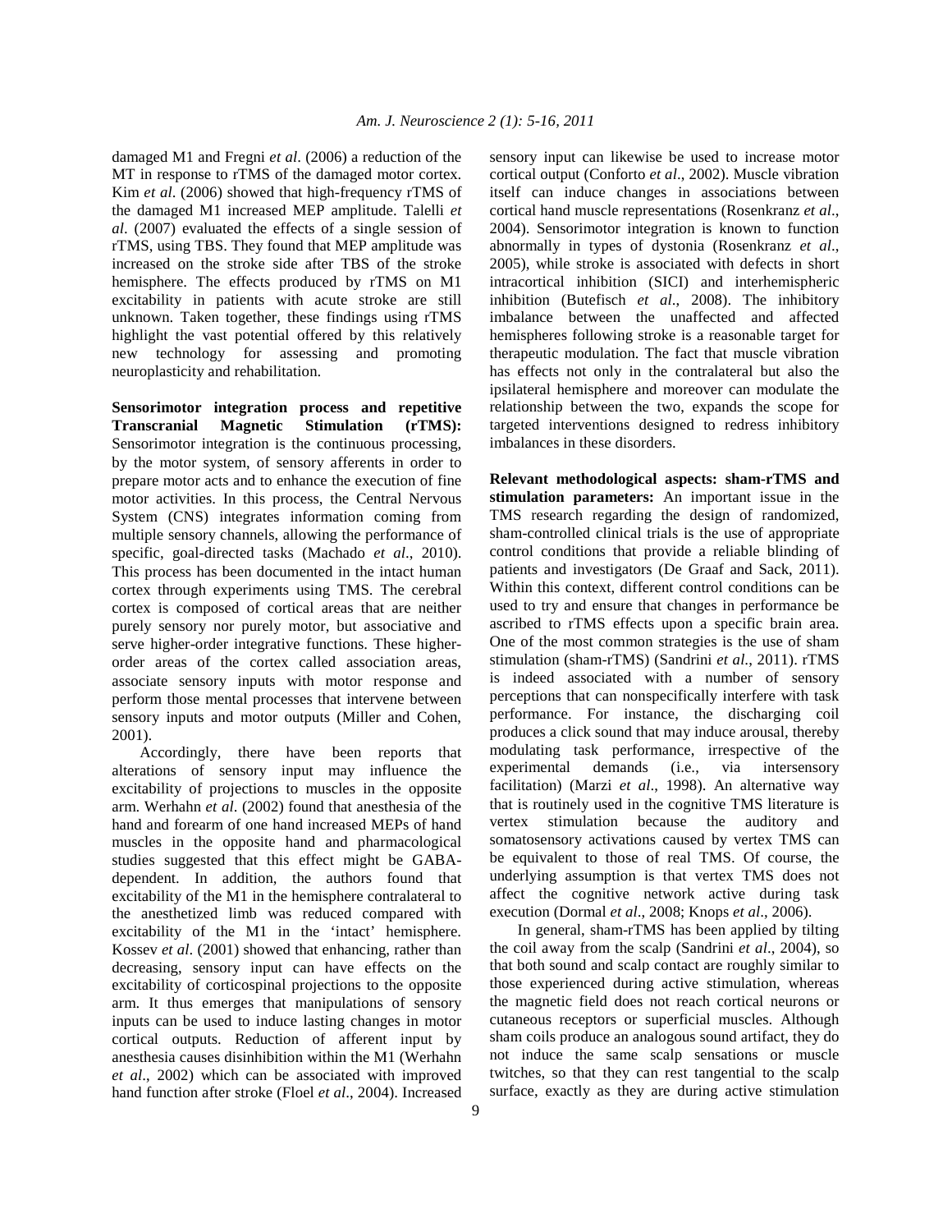damaged M1 and Fregni *et al*. (2006) a reduction of the MT in response to rTMS of the damaged motor cortex. Kim *et al*. (2006) showed that high-frequency rTMS of the damaged M1 increased MEP amplitude. Talelli *et al*. (2007) evaluated the effects of a single session of rTMS, using TBS. They found that MEP amplitude was increased on the stroke side after TBS of the stroke hemisphere. The effects produced by rTMS on M1 excitability in patients with acute stroke are still unknown. Taken together, these findings using rTMS highlight the vast potential offered by this relatively new technology for assessing and promoting neuroplasticity and rehabilitation.

**Sensorimotor integration process and repetitive Transcranial Magnetic Stimulation (rTMS):** Sensorimotor integration is the continuous processing, by the motor system, of sensory afferents in order to prepare motor acts and to enhance the execution of fine motor activities. In this process, the Central Nervous System (CNS) integrates information coming from multiple sensory channels, allowing the performance of specific, goal-directed tasks (Machado *et al*., 2010). This process has been documented in the intact human cortex through experiments using TMS. The cerebral cortex is composed of cortical areas that are neither purely sensory nor purely motor, but associative and serve higher-order integrative functions. These higher-order areas of the cortex called association areas, associate sensory inputs with motor response and perform those mental processes that intervene between sensory inputs and motor outputs (Miller and Cohen, 2001).

Accordingly, there have been reports that alterations of sensory input may influence the excitability of projections to muscles in the opposite arm. Werhahn *et al*. (2002) found that anesthesia of the hand and forearm of one hand increased MEPs of hand muscles in the opposite hand and pharmacological studies suggested that this effect might be GABA-dependent. In addition, the authors found that excitability of the M1 in the hemisphere contralateral to the anesthetized limb was reduced compared with excitability of the M1 in the 'intact' hemisphere. Kossev *et al*. (2001) showed that enhancing, rather than decreasing, sensory input can have effects on the excitability of corticospinal projections to the opposite arm. It thus emerges that manipulations of sensory inputs can be used to induce lasting changes in motor cortical outputs. Reduction of afferent input by anesthesia causes disinhibition within the M1 (Werhahn *et al*., 2002) which can be associated with improved hand function after stroke (Floel *et al*., 2004). Increased sensory input can likewise be used to increase motor cortical output (Conforto *et al*., 2002). Muscle vibration itself can induce changes in associations between cortical hand muscle representations (Rosenkranz *et al*., 2004). Sensorimotor integration is known to function abnormally in types of dystonia (Rosenkranz *et al*., 2005), while stroke is associated with defects in short intracortical inhibition (SICI) and interhemispheric inhibition (Butefisch *et al*., 2008). The inhibitory imbalance between the unaffected and affected hemispheres following stroke is a reasonable target for therapeutic modulation. The fact that muscle vibration has effects not only in the contralateral but also the ipsilateral hemisphere and moreover can modulate the relationship between the two, expands the scope for targeted interventions designed to redress inhibitory imbalances in these disorders.

**Relevant methodological aspects: sham-rTMS and stimulation parameters:** An important issue in the TMS research regarding the design of randomized, sham-controlled clinical trials is the use of appropriate control conditions that provide a reliable blinding of patients and investigators (De Graaf and Sack, 2011). Within this context, different control conditions can be used to try and ensure that changes in performance be ascribed to rTMS effects upon a specific brain area. One of the most common strategies is the use of sham stimulation (sham-rTMS) (Sandrini *et al*., 2011). rTMS is indeed associated with a number of sensory perceptions that can nonspecifically interfere with task performance. For instance, the discharging coil produces a click sound that may induce arousal, thereby modulating task performance, irrespective of the experimental demands (i.e., via intersensory facilitation) (Marzi *et al*., 1998). An alternative way that is routinely used in the cognitive TMS literature is vertex stimulation because the auditory and somatosensory activations caused by vertex TMS can be equivalent to those of real TMS. Of course, the underlying assumption is that vertex TMS does not affect the cognitive network active during task execution (Dormal *et al*., 2008; Knops *et al*., 2006).

In general, sham-rTMS has been applied by tilting the coil away from the scalp (Sandrini *et al*., 2004), so that both sound and scalp contact are roughly similar to those experienced during active stimulation, whereas the magnetic field does not reach cortical neurons or cutaneous receptors or superficial muscles. Although sham coils produce an analogous sound artifact, they do not induce the same scalp sensations or muscle twitches, so that they can rest tangential to the scalp surface, exactly as they are during active stimulation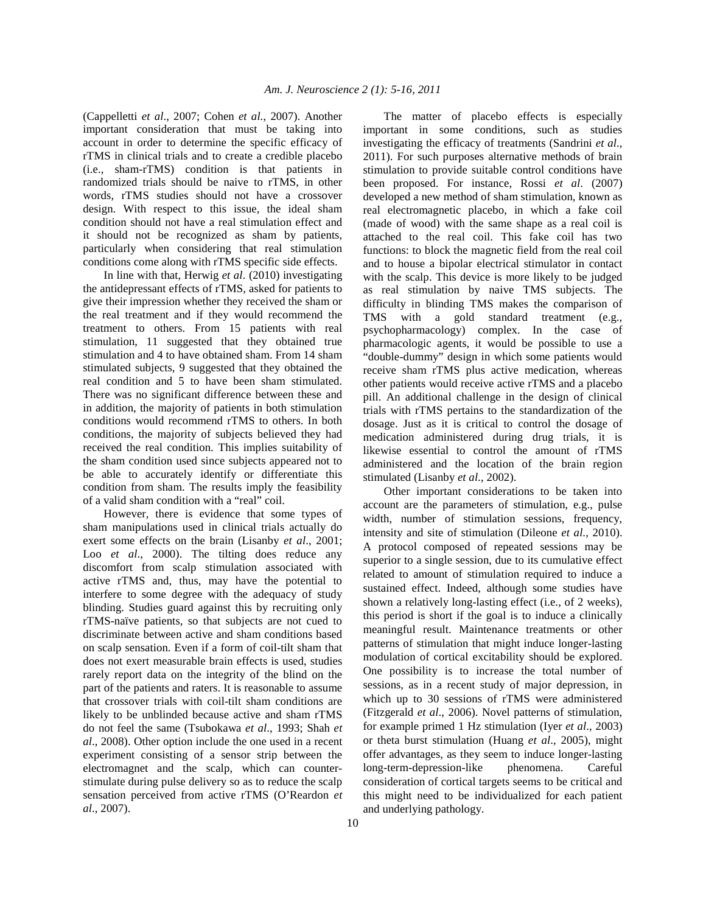(Cappelletti *et al*., 2007; Cohen *et al*., 2007). Another important consideration that must be taking into account in order to determine the specific efficacy of rTMS in clinical trials and to create a credible placebo (i.e., sham-rTMS) condition is that patients in randomized trials should be naive to rTMS, in other words, rTMS studies should not have a crossover design. With respect to this issue, the ideal sham condition should not have a real stimulation effect and it should not be recognized as sham by patients, particularly when considering that real stimulation conditions come along with rTMS specific side effects.

In line with that, Herwig *et al*. (2010) investigating the antidepressant effects of rTMS, asked for patients to give their impression whether they received the sham or the real treatment and if they would recommend the treatment to others. From 15 patients with real stimulation, 11 suggested that they obtained true stimulation and 4 to have obtained sham. From 14 sham stimulated subjects, 9 suggested that they obtained the real condition and 5 to have been sham stimulated. There was no significant difference between these and in addition, the majority of patients in both stimulation conditions would recommend rTMS to others. In both conditions, the majority of subjects believed they had received the real condition. This implies suitability of the sham condition used since subjects appeared not to be able to accurately identify or differentiate this condition from sham. The results imply the feasibility of a valid sham condition with a "real" coil.

However, there is evidence that some types of sham manipulations used in clinical trials actually do exert some effects on the brain (Lisanby *et al*., 2001; Loo *et al*., 2000). The tilting does reduce any discomfort from scalp stimulation associated with active rTMS and, thus, may have the potential to interfere to some degree with the adequacy of study blinding. Studies guard against this by recruiting only rTMS-naïve patients, so that subjects are not cued to discriminate between active and sham conditions based on scalp sensation. Even if a form of coil-tilt sham that does not exert measurable brain effects is used, studies rarely report data on the integrity of the blind on the part of the patients and raters. It is reasonable to assume that crossover trials with coil-tilt sham conditions are likely to be unblinded because active and sham rTMS do not feel the same (Tsubokawa *et al*., 1993; Shah *et al*., 2008). Other option include the one used in a recent experiment consisting of a sensor strip between the electromagnet and the scalp, which can counter-stimulate during pulse delivery so as to reduce the scalp sensation perceived from active rTMS (O'Reardon *et al*., 2007).

The matter of placebo effects is especially important in some conditions, such as studies investigating the efficacy of treatments (Sandrini *et al*., 2011). For such purposes alternative methods of brain stimulation to provide suitable control conditions have been proposed. For instance, Rossi *et al*. (2007) developed a new method of sham stimulation, known as real electromagnetic placebo, in which a fake coil (made of wood) with the same shape as a real coil is attached to the real coil. This fake coil has two functions: to block the magnetic field from the real coil and to house a bipolar electrical stimulator in contact with the scalp. This device is more likely to be judged as real stimulation by naive TMS subjects. The difficulty in blinding TMS makes the comparison of TMS with a gold standard treatment (e.g., psychopharmacology) complex. In the case of pharmacologic agents, it would be possible to use a "double-dummy" design in which some patients would receive sham rTMS plus active medication, whereas other patients would receive active rTMS and a placebo pill. An additional challenge in the design of clinical trials with rTMS pertains to the standardization of the dosage. Just as it is critical to control the dosage of medication administered during drug trials, it is likewise essential to control the amount of rTMS administered and the location of the brain region stimulated (Lisanby *et al*., 2002).

Other important considerations to be taken into account are the parameters of stimulation, e.g., pulse width, number of stimulation sessions, frequency, intensity and site of stimulation (Dileone *et al*., 2010). A protocol composed of repeated sessions may be superior to a single session, due to its cumulative effect related to amount of stimulation required to induce a sustained effect. Indeed, although some studies have shown a relatively long-lasting effect (i.e., of 2 weeks), this period is short if the goal is to induce a clinically meaningful result. Maintenance treatments or other patterns of stimulation that might induce longer-lasting modulation of cortical excitability should be explored. One possibility is to increase the total number of sessions, as in a recent study of major depression, in which up to 30 sessions of rTMS were administered (Fitzgerald *et al*., 2006). Novel patterns of stimulation, for example primed 1 Hz stimulation (Iyer *et al*., 2003) or theta burst stimulation (Huang *et al*., 2005), might offer advantages, as they seem to induce longer-lasting long-term-depression-like phenomena. Careful consideration of cortical targets seems to be critical and this might need to be individualized for each patient and underlying pathology.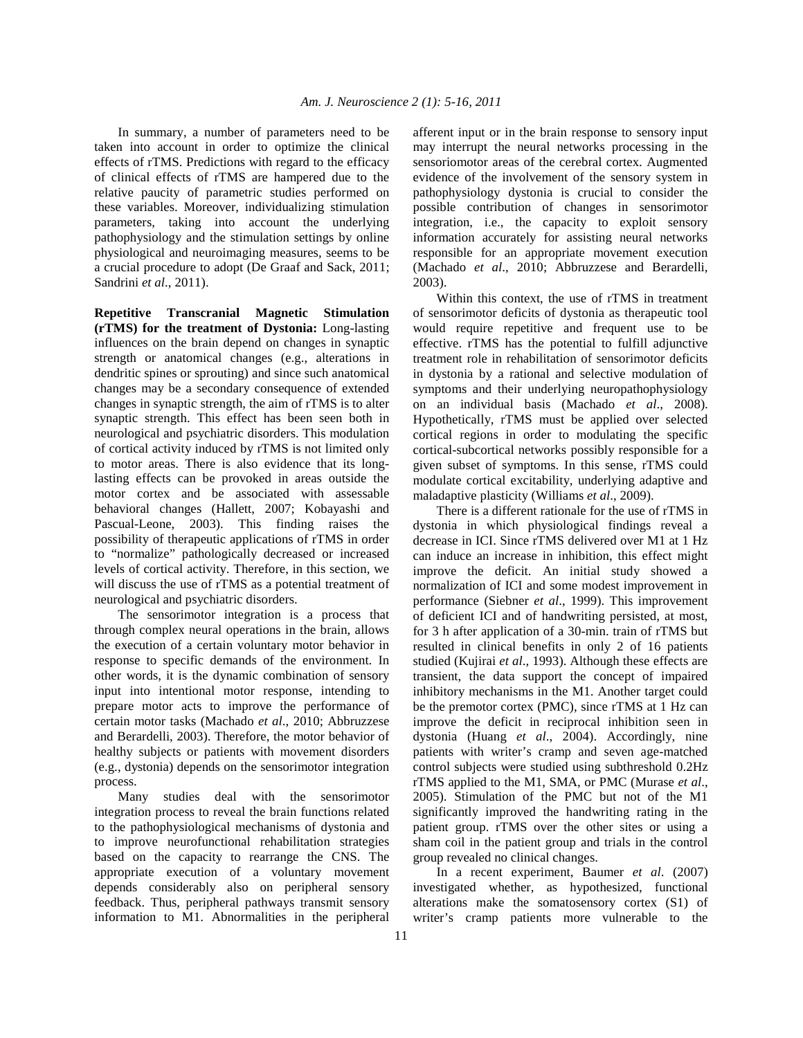In summary, a number of parameters need to be taken into account in order to optimize the clinical effects of rTMS. Predictions with regard to the efficacy of clinical effects of rTMS are hampered due to the relative paucity of parametric studies performed on these variables. Moreover, individualizing stimulation parameters, taking into account the underlying pathophysiology and the stimulation settings by online physiological and neuroimaging measures, seems to be a crucial procedure to adopt (De Graaf and Sack, 2011; Sandrini *et al*., 2011).

**Repetitive Transcranial Magnetic Stimulation (rTMS) for the treatment of Dystonia:** Long-lasting influences on the brain depend on changes in synaptic strength or anatomical changes (e.g., alterations in dendritic spines or sprouting) and since such anatomical changes may be a secondary consequence of extended changes in synaptic strength, the aim of rTMS is to alter synaptic strength. This effect has been seen both in neurological and psychiatric disorders. This modulation of cortical activity induced by rTMS is not limited only to motor areas. There is also evidence that its long-lasting effects can be provoked in areas outside the motor cortex and be associated with assessable behavioral changes (Hallett, 2007; Kobayashi and Pascual-Leone, 2003). This finding raises the possibility of therapeutic applications of rTMS in order to "normalize" pathologically decreased or increased levels of cortical activity. Therefore, in this section, we will discuss the use of rTMS as a potential treatment of neurological and psychiatric disorders.

The sensorimotor integration is a process that through complex neural operations in the brain, allows the execution of a certain voluntary motor behavior in response to specific demands of the environment. In other words, it is the dynamic combination of sensory input into intentional motor response, intending to prepare motor acts to improve the performance of certain motor tasks (Machado *et al*., 2010; Abbruzzese and Berardelli, 2003). Therefore, the motor behavior of healthy subjects or patients with movement disorders (e.g., dystonia) depends on the sensorimotor integration process.

Many studies deal with the sensorimotor integration process to reveal the brain functions related to the pathophysiological mechanisms of dystonia and to improve neurofunctional rehabilitation strategies based on the capacity to rearrange the CNS. The appropriate execution of a voluntary movement depends considerably also on peripheral sensory feedback. Thus, peripheral pathways transmit sensory information to M1. Abnormalities in the peripheral afferent input or in the brain response to sensory input may interrupt the neural networks processing in the sensoriomotor areas of the cerebral cortex. Augmented evidence of the involvement of the sensory system in pathophysiology dystonia is crucial to consider the possible contribution of changes in sensorimotor integration, i.e., the capacity to exploit sensory information accurately for assisting neural networks responsible for an appropriate movement execution (Machado *et al*., 2010; Abbruzzese and Berardelli, 2003).

Within this context, the use of rTMS in treatment of sensorimotor deficits of dystonia as therapeutic tool would require repetitive and frequent use to be effective. rTMS has the potential to fulfill adjunctive treatment role in rehabilitation of sensorimotor deficits in dystonia by a rational and selective modulation of symptoms and their underlying neuropathophysiology on an individual basis (Machado *et al*., 2008). Hypothetically, rTMS must be applied over selected cortical regions in order to modulating the specific cortical-subcortical networks possibly responsible for a given subset of symptoms. In this sense, rTMS could modulate cortical excitability, underlying adaptive and maladaptive plasticity (Williams *et al*., 2009).

There is a different rationale for the use of rTMS in dystonia in which physiological findings reveal a decrease in ICI. Since rTMS delivered over M1 at 1 Hz can induce an increase in inhibition, this effect might improve the deficit. An initial study showed a normalization of ICI and some modest improvement in performance (Siebner *et al*., 1999). This improvement of deficient ICI and of handwriting persisted, at most, for 3 h after application of a 30-min. train of rTMS but resulted in clinical benefits in only 2 of 16 patients studied (Kujirai *et al*., 1993). Although these effects are transient, the data support the concept of impaired inhibitory mechanisms in the M1. Another target could be the premotor cortex (PMC), since rTMS at 1 Hz can improve the deficit in reciprocal inhibition seen in dystonia (Huang *et al*., 2004). Accordingly, nine patients with writer's cramp and seven age-matched control subjects were studied using subthreshold 0.2Hz rTMS applied to the M1, SMA, or PMC (Murase *et al*., 2005). Stimulation of the PMC but not of the M1 significantly improved the handwriting rating in the patient group. rTMS over the other sites or using a sham coil in the patient group and trials in the control group revealed no clinical changes.

In a recent experiment, Baumer *et al*. (2007) investigated whether, as hypothesized, functional alterations make the somatosensory cortex (S1) of writer's cramp patients more vulnerable to the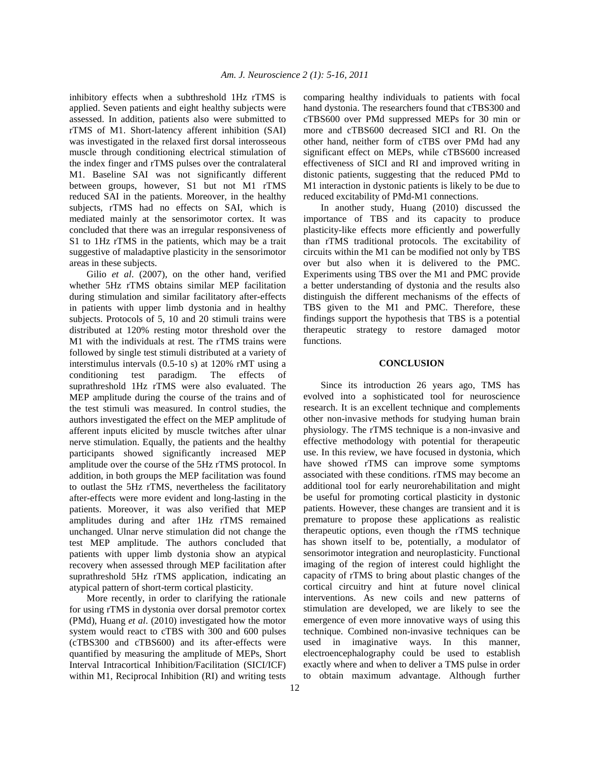inhibitory effects when a subthreshold 1Hz rTMS is applied. Seven patients and eight healthy subjects were assessed. In addition, patients also were submitted to rTMS of M1. Short-latency afferent inhibition (SAI) was investigated in the relaxed first dorsal interosseous muscle through conditioning electrical stimulation of the index finger and rTMS pulses over the contralateral M1. Baseline SAI was not significantly different between groups, however, S1 but not M1 rTMS reduced SAI in the patients. Moreover, in the healthy subjects, rTMS had no effects on SAI, which is mediated mainly at the sensorimotor cortex. It was concluded that there was an irregular responsiveness of S1 to 1Hz rTMS in the patients, which may be a trait suggestive of maladaptive plasticity in the sensorimotor areas in these subjects.

Gilio *et al*. (2007), on the other hand, verified whether 5Hz rTMS obtains similar MEP facilitation during stimulation and similar facilitatory after-effects in patients with upper limb dystonia and in healthy subjects. Protocols of 5, 10 and 20 stimuli trains were distributed at 120% resting motor threshold over the M1 with the individuals at rest. The rTMS trains were followed by single test stimuli distributed at a variety of interstimulus intervals (0.5-10 s) at 120% rMT using a conditioning test paradigm. The effects of suprathreshold 1Hz rTMS were also evaluated. The MEP amplitude during the course of the trains and of the test stimuli was measured. In control studies, the authors investigated the effect on the MEP amplitude of afferent inputs elicited by muscle twitches after ulnar nerve stimulation. Equally, the patients and the healthy participants showed significantly increased MEP amplitude over the course of the 5Hz rTMS protocol. In addition, in both groups the MEP facilitation was found to outlast the 5Hz rTMS, nevertheless the facilitatory after-effects were more evident and long-lasting in the patients. Moreover, it was also verified that MEP amplitudes during and after 1Hz rTMS remained unchanged. Ulnar nerve stimulation did not change the test MEP amplitude. The authors concluded that patients with upper limb dystonia show an atypical recovery when assessed through MEP facilitation after suprathreshold 5Hz rTMS application, indicating an atypical pattern of short-term cortical plasticity.

More recently, in order to clarifying the rationale for using rTMS in dystonia over dorsal premotor cortex (PMd), Huang *et al*. (2010) investigated how the motor system would react to cTBS with 300 and 600 pulses (cTBS300 and cTBS600) and its after-effects were quantified by measuring the amplitude of MEPs, Short Interval Intracortical Inhibition/Facilitation (SICI/ICF) within M1, Reciprocal Inhibition (RI) and writing tests comparing healthy individuals to patients with focal hand dystonia. The researchers found that cTBS300 and cTBS600 over PMd suppressed MEPs for 30 min or more and cTBS600 decreased SICI and RI. On the other hand, neither form of cTBS over PMd had any significant effect on MEPs, while cTBS600 increased effectiveness of SICI and RI and improved writing in distonic patients, suggesting that the reduced PMd to M1 interaction in dystonic patients is likely to be due to reduced excitability of PMd-M1 connections.

In another study, Huang (2010) discussed the importance of TBS and its capacity to produce plasticity-like effects more efficiently and powerfully than rTMS traditional protocols. The excitability of circuits within the M1 can be modified not only by TBS over but also when it is delivered to the PMC. Experiments using TBS over the M1 and PMC provide a better understanding of dystonia and the results also distinguish the different mechanisms of the effects of TBS given to the M1 and PMC. Therefore, these findings support the hypothesis that TBS is a potential therapeutic strategy to restore damaged motor functions.

## CONCLUSION

Since its introduction 26 years ago, TMS has evolved into a sophisticated tool for neuroscience research. It is an excellent technique and complements other non-invasive methods for studying human brain physiology. The rTMS technique is a non-invasive and effective methodology with potential for therapeutic use. In this review, we have focused in dystonia, which have showed rTMS can improve some symptoms associated with these conditions. rTMS may become an additional tool for early neurorehabilitation and might be useful for promoting cortical plasticity in dystonic patients. However, these changes are transient and it is premature to propose these applications as realistic therapeutic options, even though the rTMS technique has shown itself to be, potentially, a modulator of sensorimotor integration and neuroplasticity. Functional imaging of the region of interest could highlight the capacity of rTMS to bring about plastic changes of the cortical circuitry and hint at future novel clinical interventions. As new coils and new patterns of stimulation are developed, we are likely to see the emergence of even more innovative ways of using this technique. Combined non-invasive techniques can be used in imaginative ways. In this manner, electroencephalography could be used to establish exactly where and when to deliver a TMS pulse in order to obtain maximum advantage. Although further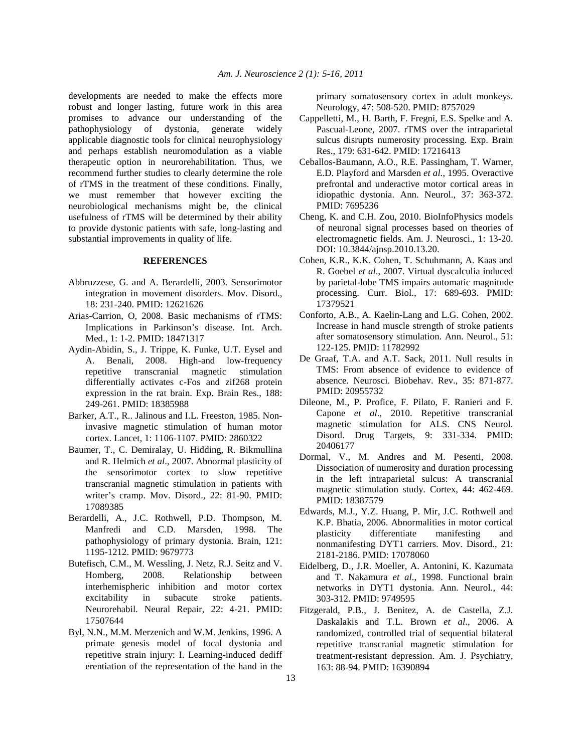developments are needed to make the effects more robust and longer lasting, future work in this area promises to advance our understanding of the pathophysiology of dystonia, generate widely applicable diagnostic tools for clinical neurophysiology and perhaps establish neuromodulation as a viable therapeutic option in neurorehabilitation. Thus, we recommend further studies to clearly determine the role of rTMS in the treatment of these conditions. Finally, we must remember that however exciting the neurobiological mechanisms might be, the clinical usefulness of rTMS will be determined by their ability to provide dystonic patients with safe, long-lasting and substantial improvements in quality of life.

## REFERENCES

Abbruzzese, G. and A. Berardelli, 2003. Sensorimotor integration in movement disorders. Mov. Disord., 18: 231-240. PMID: 12621626

Arias-Carrion, O, 2008. Basic mechanisms of rTMS: Implications in Parkinson's disease. Int. Arch. Med., 1: 1-2. PMID: 18471317

Aydin-Abidin, S., J. Trippe, K. Funke, U.T. Eysel and A. Benali, 2008. High-and low-frequency repetitive transcranial magnetic stimulation differentially activates c-Fos and zif268 protein expression in the rat brain. Exp. Brain Res., 188: 249-261. PMID: 18385988

Barker, A.T., R.. Jalinous and I.L. Freeston, 1985. Non-invasive magnetic stimulation of human motor cortex. Lancet, 1: 1106-1107. PMID: 2860322

Baumer, T., C. Demiralay, U. Hidding, R. Bikmullina and R. Helmich *et al*., 2007. Abnormal plasticity of the sensorimotor cortex to slow repetitive transcranial magnetic stimulation in patients with writer's cramp. Mov. Disord., 22: 81-90. PMID: 17089385

Berardelli, A., J.C. Rothwell, P.D. Thompson, M. Manfredi and C.D. Marsden, 1998. The pathophysiology of primary dystonia. Brain, 121: 1195-1212. PMID: 9679773

Butefisch, C.M., M. Wessling, J. Netz, R.J. Seitz and V. Homberg, 2008. Relationship between interhemispheric inhibition and motor cortex excitability in subacute stroke patients. Neurorehabil. Neural Repair, 22: 4-21. PMID: 17507644

Byl, N.N., M.M. Merzenich and W.M. Jenkins, 1996. A primate genesis model of focal dystonia and repetitive strain injury: I. Learning-induced dediff erentiation of the representation of the hand in the primary somatosensory cortex in adult monkeys. Neurology, 47: 508-520. PMID: 8757029

Cappelletti, M., H. Barth, F. Fregni, E.S. Spelke and A. Pascual-Leone, 2007. rTMS over the intraparietal sulcus disrupts numerosity processing. Exp. Brain Res., 179: 631-642. PMID: 17216413

Ceballos-Baumann, A.O., R.E. Passingham, T. Warner, E.D. Playford and Marsden *et al*., 1995. Overactive prefrontal and underactive motor cortical areas in idiopathic dystonia. Ann. Neurol., 37: 363-372. PMID: 7695236

Cheng, K. and C.H. Zou, 2010. BioInfoPhysics models of neuronal signal processes based on theories of electromagnetic fields. Am. J. Neurosci., 1: 13-20. DOI: 10.3844/ajnsp.2010.13.20.

Cohen, K.R., K.K. Cohen, T. Schuhmann, A. Kaas and R. Goebel *et al*., 2007. Virtual dyscalculia induced by parietal-lobe TMS impairs automatic magnitude processing. Curr. Biol., 17: 689-693. PMID: 17379521

Conforto, A.B., A. Kaelin-Lang and L.G. Cohen, 2002. Increase in hand muscle strength of stroke patients after somatosensory stimulation. Ann. Neurol., 51: 122-125. PMID: 11782992

De Graaf, T.A. and A.T. Sack, 2011. Null results in TMS: From absence of evidence to evidence of absence. Neurosci. Biobehav. Rev., 35: 871-877. PMID: 20955732

Dileone, M., P. Profice, F. Pilato, F. Ranieri and F. Capone *et al*., 2010. Repetitive transcranial magnetic stimulation for ALS. CNS Neurol. Disord. Drug Targets, 9: 331-334. PMID: 20406177

Dormal, V., M. Andres and M. Pesenti, 2008. Dissociation of numerosity and duration processing in the left intraparietal sulcus: A transcranial magnetic stimulation study. Cortex, 44: 462-469. PMID: 18387579

Edwards, M.J., Y.Z. Huang, P. Mir, J.C. Rothwell and K.P. Bhatia, 2006. Abnormalities in motor cortical plasticity differentiate manifesting and nonmanifesting DYT1 carriers. Mov. Disord., 21: 2181-2186. PMID: 17078060

Eidelberg, D., J.R. Moeller, A. Antonini, K. Kazumata and T. Nakamura *et al*., 1998. Functional brain networks in DYT1 dystonia. Ann. Neurol., 44: 303-312. PMID: 9749595

Fitzgerald, P.B., J. Benitez, A. de Castella, Z.J. Daskalakis and T.L. Brown *et al*., 2006. A randomized, controlled trial of sequential bilateral repetitive transcranial magnetic stimulation for treatment-resistant depression. Am. J. Psychiatry, 163: 88-94. PMID: 16390894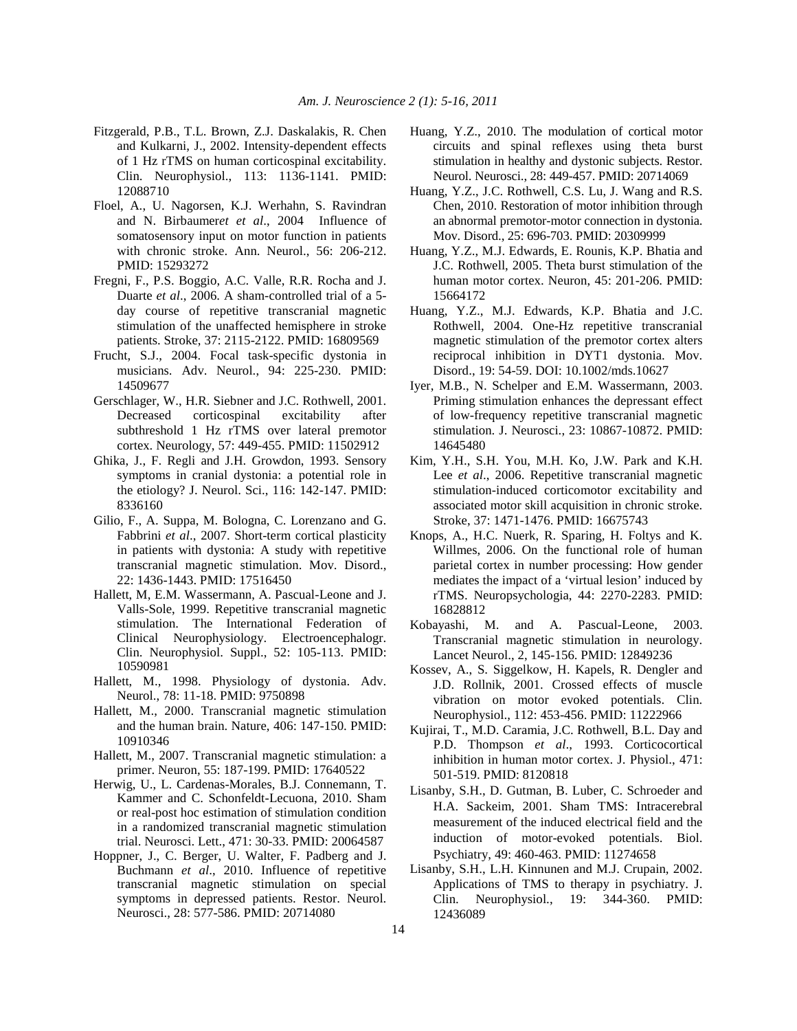Fitzgerald, P.B., T.L. Brown, Z.J. Daskalakis, R. Chen and Kulkarni, J., 2002. Intensity-dependent effects of 1 Hz rTMS on human corticospinal excitability. Clin. Neurophysiol., 113: 1136-1141. PMID: 12088710

Floel, A., U. Nagorsen, K.J. Werhahn, S. Ravindran and N. Birbaumer*et al*., 2004 Influence of somatosensory input on motor function in patients with chronic stroke. Ann. Neurol., 56: 206-212. PMID: 15293272

Fregni, F., P.S. Boggio, A.C. Valle, R.R. Rocha and J. Duarte *et al*., 2006. A sham-controlled trial of a 5-day course of repetitive transcranial magnetic stimulation of the unaffected hemisphere in stroke patients. Stroke, 37: 2115-2122. PMID: 16809569

Frucht, S.J., 2004. Focal task-specific dystonia in musicians. Adv. Neurol., 94: 225-230. PMID: 14509677

Gerschlager, W., H.R. Siebner and J.C. Rothwell, 2001. Decreased corticospinal excitability after subthreshold 1 Hz rTMS over lateral premotor cortex. Neurology, 57: 449-455. PMID: 11502912

Ghika, J., F. Regli and J.H. Growdon, 1993. Sensory symptoms in cranial dystonia: a potential role in the etiology? J. Neurol. Sci., 116: 142-147. PMID: 8336160

Gilio, F., A. Suppa, M. Bologna, C. Lorenzano and G. Fabbrini *et al*., 2007. Short-term cortical plasticity in patients with dystonia: A study with repetitive transcranial magnetic stimulation. Mov. Disord., 22: 1436-1443. PMID: 17516450

Hallett, M, E.M. Wassermann, A. Pascual-Leone and J. Valls-Sole, 1999. Repetitive transcranial magnetic stimulation. The International Federation of Clinical Neurophysiology. Electroencephalogr. Clin. Neurophysiol. Suppl., 52: 105-113. PMID: 10590981

Hallett, M., 1998. Physiology of dystonia. Adv. Neurol., 78: 11-18. PMID: 9750898

Hallett, M., 2000. Transcranial magnetic stimulation and the human brain. Nature, 406: 147-150. PMID: 10910346

Hallett, M., 2007. Transcranial magnetic stimulation: a primer. Neuron, 55: 187-199. PMID: 17640522

Herwig, U., L. Cardenas-Morales, B.J. Connemann, T. Kammer and C. Schonfeldt-Lecuona, 2010. Sham or real-post hoc estimation of stimulation condition in a randomized transcranial magnetic stimulation trial. Neurosci. Lett., 471: 30-33. PMID: 20064587

Hoppner, J., C. Berger, U. Walter, F. Padberg and J. Buchmann *et al*., 2010. Influence of repetitive transcranial magnetic stimulation on special symptoms in depressed patients. Restor. Neurol. Neurosci., 28: 577-586. PMID: 20714080

Huang, Y.Z., 2010. The modulation of cortical motor circuits and spinal reflexes using theta burst stimulation in healthy and dystonic subjects. Restor. Neurol. Neurosci., 28: 449-457. PMID: 20714069

Huang, Y.Z., J.C. Rothwell, C.S. Lu, J. Wang and R.S. Chen, 2010. Restoration of motor inhibition through an abnormal premotor-motor connection in dystonia. Mov. Disord., 25: 696-703. PMID: 20309999

Huang, Y.Z., M.J. Edwards, E. Rounis, K.P. Bhatia and J.C. Rothwell, 2005. Theta burst stimulation of the human motor cortex. Neuron, 45: 201-206. PMID: 15664172

Huang, Y.Z., M.J. Edwards, K.P. Bhatia and J.C. Rothwell, 2004. One-Hz repetitive transcranial magnetic stimulation of the premotor cortex alters reciprocal inhibition in DYT1 dystonia. Mov. Disord., 19: 54-59. DOI: 10.1002/mds.10627

Iyer, M.B., N. Schelper and E.M. Wassermann, 2003. Priming stimulation enhances the depressant effect of low-frequency repetitive transcranial magnetic stimulation. J. Neurosci., 23: 10867-10872. PMID: 14645480

Kim, Y.H., S.H. You, M.H. Ko, J.W. Park and K.H. Lee *et al*., 2006. Repetitive transcranial magnetic stimulation-induced corticomotor excitability and associated motor skill acquisition in chronic stroke. Stroke, 37: 1471-1476. PMID: 16675743

Knops, A., H.C. Nuerk, R. Sparing, H. Foltys and K. Willmes, 2006. On the functional role of human parietal cortex in number processing: How gender mediates the impact of a 'virtual lesion' induced by rTMS. Neuropsychologia, 44: 2270-2283. PMID: 16828812

Kobayashi, M. and A. Pascual-Leone, 2003. Transcranial magnetic stimulation in neurology. Lancet Neurol., 2, 145-156. PMID: 12849236

Kossev, A., S. Siggelkow, H. Kapels, R. Dengler and J.D. Rollnik, 2001. Crossed effects of muscle vibration on motor evoked potentials. Clin. Neurophysiol., 112: 453-456. PMID: 11222966

Kujirai, T., M.D. Caramia, J.C. Rothwell, B.L. Day and P.D. Thompson *et al*., 1993. Corticocortical inhibition in human motor cortex. J. Physiol., 471: 501-519. PMID: 8120818

Lisanby, S.H., D. Gutman, B. Luber, C. Schroeder and H.A. Sackeim, 2001. Sham TMS: Intracerebral measurement of the induced electrical field and the induction of motor-evoked potentials. Biol. Psychiatry, 49: 460-463. PMID: 11274658

Lisanby, S.H., L.H. Kinnunen and M.J. Crupain, 2002. Applications of TMS to therapy in psychiatry. J. Clin. Neurophysiol., 19: 344-360. PMID: 12436089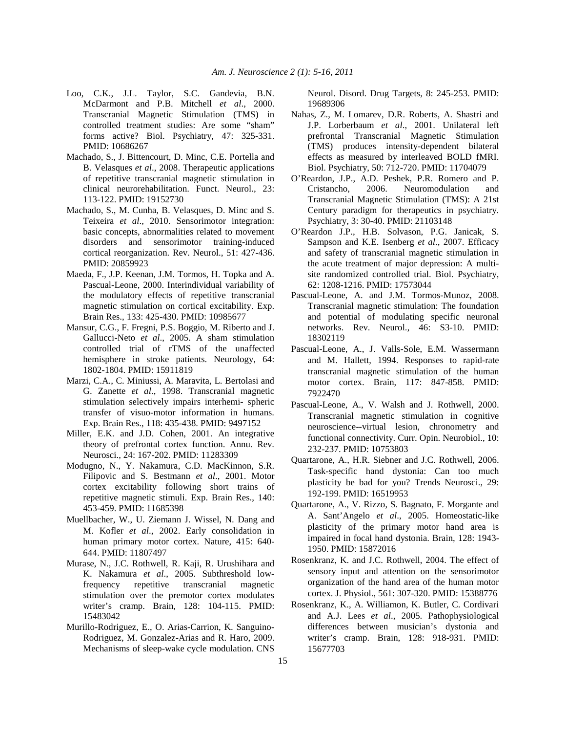Loo, C.K., J.L. Taylor, S.C. Gandevia, B.N. McDarmont and P.B. Mitchell *et al*., 2000. Transcranial Magnetic Stimulation (TMS) in controlled treatment studies: Are some "sham" forms active? Biol. Psychiatry, 47: 325-331. PMID: 10686267

Machado, S., J. Bittencourt, D. Minc, C.E. Portella and B. Velasques *et al*., 2008. Therapeutic applications of repetitive transcranial magnetic stimulation in clinical neurorehabilitation. Funct. Neurol., 23: 113-122. PMID: 19152730

Machado, S., M. Cunha, B. Velasques, D. Minc and S. Teixeira *et al*., 2010. Sensorimotor integration: basic concepts, abnormalities related to movement disorders and sensorimotor training-induced cortical reorganization. Rev. Neurol., 51: 427-436. PMID: 20859923

Maeda, F., J.P. Keenan, J.M. Tormos, H. Topka and A. Pascual-Leone, 2000. Interindividual variability of the modulatory effects of repetitive transcranial magnetic stimulation on cortical excitability. Exp. Brain Res., 133: 425-430. PMID: 10985677

Mansur, C.G., F. Fregni, P.S. Boggio, M. Riberto and J. Gallucci-Neto *et al*., 2005. A sham stimulation controlled trial of rTMS of the unaffected hemisphere in stroke patients. Neurology, 64: 1802-1804. PMID: 15911819

Marzi, C.A., C. Miniussi, A. Maravita, L. Bertolasi and G. Zanette *et al*., 1998. Transcranial magnetic stimulation selectively impairs interhemi- spheric transfer of visuo-motor information in humans. Exp. Brain Res., 118: 435-438. PMID: 9497152

Miller, E.K. and J.D. Cohen, 2001. An integrative theory of prefrontal cortex function. Annu. Rev. Neurosci., 24: 167-202. PMID: 11283309

Modugno, N., Y. Nakamura, C.D. MacKinnon, S.R. Filipovic and S. Bestmann *et al*., 2001. Motor cortex excitability following short trains of repetitive magnetic stimuli. Exp. Brain Res., 140: 453-459. PMID: 11685398

Muellbacher, W., U. Ziemann J. Wissel, N. Dang and M. Kofler *et al*., 2002. Early consolidation in human primary motor cortex. Nature, 415: 640-644. PMID: 11807497

Murase, N., J.C. Rothwell, R. Kaji, R. Urushihara and K. Nakamura *et al*., 2005. Subthreshold low-frequency repetitive transcranial magnetic stimulation over the premotor cortex modulates writer's cramp. Brain, 128: 104-115. PMID: 15483042

Murillo-Rodriguez, E., O. Arias-Carrion, K. Sanguino-Rodriguez, M. Gonzalez-Arias and R. Haro, 2009. Mechanisms of sleep-wake cycle modulation. CNS Neurol. Disord. Drug Targets, 8: 245-253. PMID: 19689306

Nahas, Z., M. Lomarev, D.R. Roberts, A. Shastri and J.P. Lorberbaum *et al*., 2001. Unilateral left prefrontal Transcranial Magnetic Stimulation (TMS) produces intensity-dependent bilateral effects as measured by interleaved BOLD fMRI. Biol. Psychiatry, 50: 712-720. PMID: 11704079

O'Reardon, J.P., A.D. Peshek, P.R. Romero and P. Cristancho, 2006. Neuromodulation and Transcranial Magnetic Stimulation (TMS): A 21st Century paradigm for therapeutics in psychiatry. Psychiatry, 3: 30-40. PMID: 21103148

O'Reardon J.P., H.B. Solvason, P.G. Janicak, S. Sampson and K.E. Isenberg *et al*., 2007. Efficacy and safety of transcranial magnetic stimulation in the acute treatment of major depression: A multi-site randomized controlled trial. Biol. Psychiatry, 62: 1208-1216. PMID: 17573044

Pascual-Leone, A. and J.M. Tormos-Munoz, 2008. Transcranial magnetic stimulation: The foundation and potential of modulating specific neuronal networks. Rev. Neurol., 46: S3-10. PMID: 18302119

Pascual-Leone, A., J. Valls-Sole, E.M. Wassermann and M. Hallett, 1994. Responses to rapid-rate transcranial magnetic stimulation of the human motor cortex. Brain, 117: 847-858. PMID: 7922470

Pascual-Leone, A., V. Walsh and J. Rothwell, 2000. Transcranial magnetic stimulation in cognitive neuroscience--virtual lesion, chronometry and functional connectivity. Curr. Opin. Neurobiol., 10: 232-237. PMID: 10753803

Quartarone, A., H.R. Siebner and J.C. Rothwell, 2006. Task-specific hand dystonia: Can too much plasticity be bad for you? Trends Neurosci., 29: 192-199. PMID: 16519953

Quartarone, A., V. Rizzo, S. Bagnato, F. Morgante and A. Sant'Angelo *et al*., 2005. Homeostatic-like plasticity of the primary motor hand area is impaired in focal hand dystonia. Brain, 128: 1943-1950. PMID: 15872016

Rosenkranz, K. and J.C. Rothwell, 2004. The effect of sensory input and attention on the sensorimotor organization of the hand area of the human motor cortex. J. Physiol., 561: 307-320. PMID: 15388776

Rosenkranz, K., A. Williamon, K. Butler, C. Cordivari and A.J. Lees *et al*., 2005. Pathophysiological differences between musician's dystonia and writer's cramp. Brain, 128: 918-931. PMID: 15677703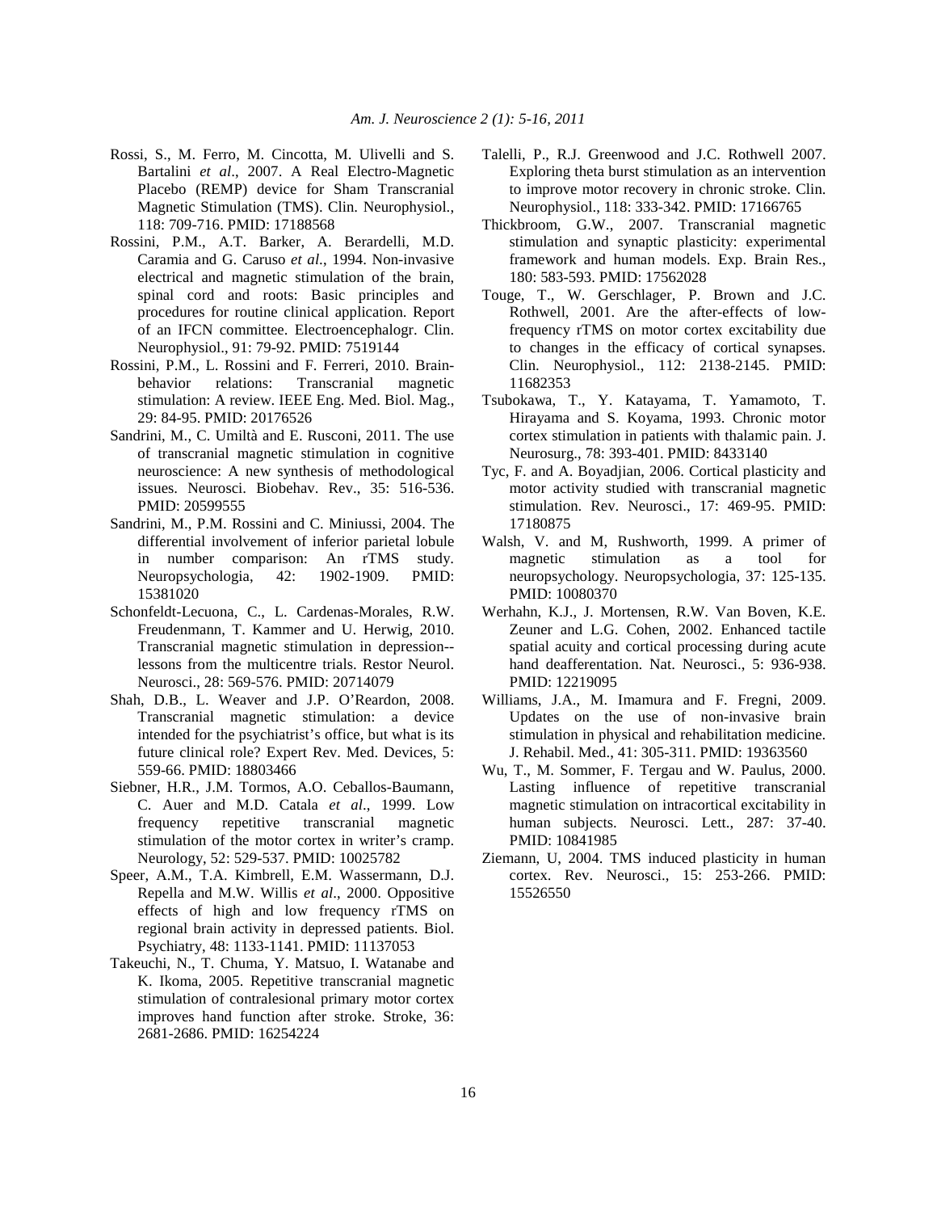Rossi, S., M. Ferro, M. Cincotta, M. Ulivelli and S. Bartalini *et al*., 2007. A Real Electro-Magnetic Placebo (REMP) device for Sham Transcranial Magnetic Stimulation (TMS). Clin. Neurophysiol., 118: 709-716. PMID: 17188568

Rossini, P.M., A.T. Barker, A. Berardelli, M.D. Caramia and G. Caruso *et al.*, 1994. Non-invasive electrical and magnetic stimulation of the brain, spinal cord and roots: Basic principles and procedures for routine clinical application. Report of an IFCN committee. Electroencephalogr. Clin. Neurophysiol., 91: 79-92. PMID: 7519144

Rossini, P.M., L. Rossini and F. Ferreri, 2010. Brain-behavior relations: Transcranial magnetic stimulation: A review. IEEE Eng. Med. Biol. Mag., 29: 84-95. PMID: 20176526

Sandrini, M., C. Umiltà and E. Rusconi, 2011. The use of transcranial magnetic stimulation in cognitive neuroscience: A new synthesis of methodological issues. Neurosci. Biobehav. Rev., 35: 516-536. PMID: 20599555

Sandrini, M., P.M. Rossini and C. Miniussi, 2004. The differential involvement of inferior parietal lobule in number comparison: An rTMS study. Neuropsychologia, 42: 1902-1909. PMID: 15381020

Schonfeldt-Lecuona, C., L. Cardenas-Morales, R.W. Freudenmann, T. Kammer and U. Herwig, 2010. Transcranial magnetic stimulation in depression--lessons from the multicentre trials. Restor Neurol. Neurosci., 28: 569-576. PMID: 20714079

Shah, D.B., L. Weaver and J.P. O'Reardon, 2008. Transcranial magnetic stimulation: a device intended for the psychiatrist's office, but what is its future clinical role? Expert Rev. Med. Devices, 5: 559-66. PMID: 18803466

Siebner, H.R., J.M. Tormos, A.O. Ceballos-Baumann, C. Auer and M.D. Catala *et al*., 1999. Low frequency repetitive transcranial magnetic stimulation of the motor cortex in writer's cramp. Neurology, 52: 529-537. PMID: 10025782

Speer, A.M., T.A. Kimbrell, E.M. Wassermann, D.J. Repella and M.W. Willis *et al*., 2000. Oppositive effects of high and low frequency rTMS on regional brain activity in depressed patients. Biol. Psychiatry, 48: 1133-1141. PMID: 11137053

Takeuchi, N., T. Chuma, Y. Matsuo, I. Watanabe and K. Ikoma, 2005. Repetitive transcranial magnetic stimulation of contralesional primary motor cortex improves hand function after stroke. Stroke, 36: 2681-2686. PMID: 16254224

Talelli, P., R.J. Greenwood and J.C. Rothwell 2007. Exploring theta burst stimulation as an intervention to improve motor recovery in chronic stroke. Clin. Neurophysiol., 118: 333-342. PMID: 17166765

Thickbroom, G.W., 2007. Transcranial magnetic stimulation and synaptic plasticity: experimental framework and human models. Exp. Brain Res., 180: 583-593. PMID: 17562028

Touge, T., W. Gerschlager, P. Brown and J.C. Rothwell, 2001. Are the after-effects of low-frequency rTMS on motor cortex excitability due to changes in the efficacy of cortical synapses. Clin. Neurophysiol., 112: 2138-2145. PMID: 11682353

Tsubokawa, T., Y. Katayama, T. Yamamoto, T. Hirayama and S. Koyama, 1993. Chronic motor cortex stimulation in patients with thalamic pain. J. Neurosurg., 78: 393-401. PMID: 8433140

Tyc, F. and A. Boyadjian, 2006. Cortical plasticity and motor activity studied with transcranial magnetic stimulation. Rev. Neurosci., 17: 469-95. PMID: 17180875

Walsh, V. and M, Rushworth, 1999. A primer of magnetic stimulation as a tool for neuropsychology. Neuropsychologia, 37: 125-135. PMID: 10080370

Werhahn, K.J., J. Mortensen, R.W. Van Boven, K.E. Zeuner and L.G. Cohen, 2002. Enhanced tactile spatial acuity and cortical processing during acute hand deafferentation. Nat. Neurosci., 5: 936-938. PMID: 12219095

Williams, J.A., M. Imamura and F. Fregni, 2009. Updates on the use of non-invasive brain stimulation in physical and rehabilitation medicine. J. Rehabil. Med., 41: 305-311. PMID: 19363560

Wu, T., M. Sommer, F. Tergau and W. Paulus, 2000. Lasting influence of repetitive transcranial magnetic stimulation on intracortical excitability in human subjects. Neurosci. Lett., 287: 37-40. PMID: 10841985

Ziemann, U, 2004. TMS induced plasticity in human cortex. Rev. Neurosci., 15: 253-266. PMID: 15526550